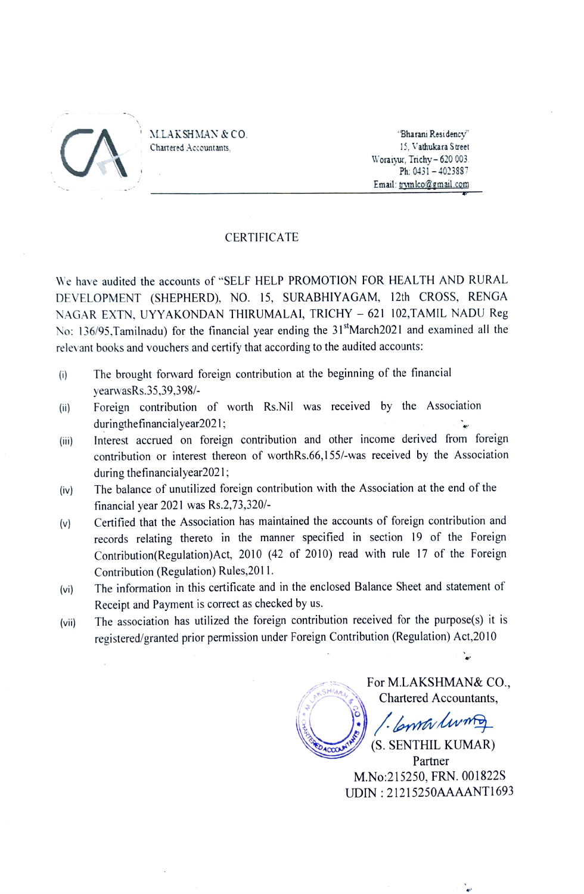M.LAKSHMAN & CO.
Chartered Accountants,

"Bharani Residency"
15, Vathukara Street
Woraiyur, Trichy – 620 003.
Ph: 0431 – 4023887
Email: trymlco@gmail.com

# CERTIFICATE

We have audited the accounts of "SELF HELP PROMOTION FOR HEALTH AND RURAL DEVELOPMENT (SHEPHERD), NO. 15, SURABHIYAGAM, 12th CROSS, RENGA NAGAR EXTN, UYYAKONDAN THIRUMALAI, TRICHY – 621 102,TAMIL NADU Reg No: 136/95,Tamilnadu) for the financial year ending the 31st March2021 and examined all the relevant books and vouchers and certify that according to the audited accounts:

(i) The brought forward foreign contribution at the beginning of the financial yearwasRs.35,39,398/-

(ii) Foreign contribution of worth Rs.Nil was received by the Association duringthefinancialyear2021;

(iii) Interest accrued on foreign contribution and other income derived from foreign contribution or interest thereon of worthRs.66,155/-was received by the Association during thefinancialyear2021;

(iv) The balance of unutilized foreign contribution with the Association at the end of the financial year 2021 was Rs.2,73,320/-

(v) Certified that the Association has maintained the accounts of foreign contribution and records relating thereto in the manner specified in section 19 of the Foreign Contribution(Regulation)Act, 2010 (42 of 2010) read with rule 17 of the Foreign Contribution (Regulation) Rules,2011.

(vi) The information in this certificate and in the enclosed Balance Sheet and statement of Receipt and Payment is correct as checked by us.

(vii) The association has utilized the foreign contribution received for the purpose(s) it is registered/granted prior permission under Foreign Contribution (Regulation) Act,2010

For M.LAKSHMAN& CO.,
Chartered Accountants,

(S. SENTHIL KUMAR)
Partner
M.No:215250, FRN. 001822S
UDIN : 21215250AAAANT1693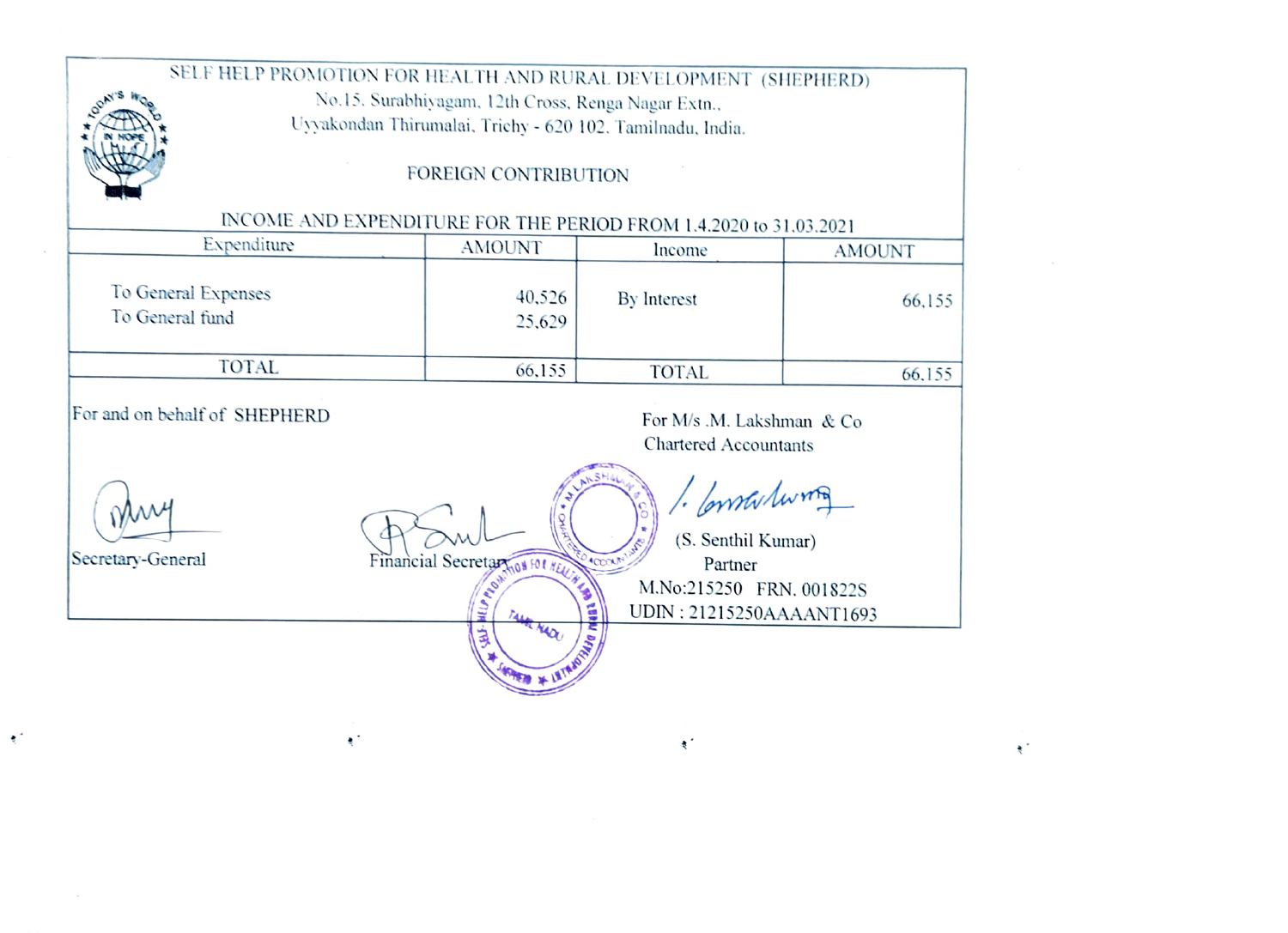# SELF HELP PROMOTION FOR HEALTH AND RURAL DEVELOPMENT (SHEPHERD)

No.15, Surabhiyagam, 12th Cross, Renga Nagar Extn.,
Uyyakondan Thirumalai, Trichy - 620 102. Tamilnadu, India.

## FOREIGN CONTRIBUTION

### INCOME AND EXPENDITURE FOR THE PERIOD FROM 1.4.2020 to 31.03.2021

| Expenditure | AMOUNT | Income | AMOUNT |
|---|---|---|---|
| To General Expenses | 40,526 | By Interest | 66,155 |
| To General fund | 25,629 | | |
| TOTAL | 66,155 | TOTAL | 66,155 |

For and on behalf of SHEPHERD

Secretary-General

Financial Secretary

For M/s .M. Lakshman & Co
Chartered Accountants

(S. Senthil Kumar)
Partner
M.No:215250 FRN. 001822S
UDIN : 21215250AAAANT1693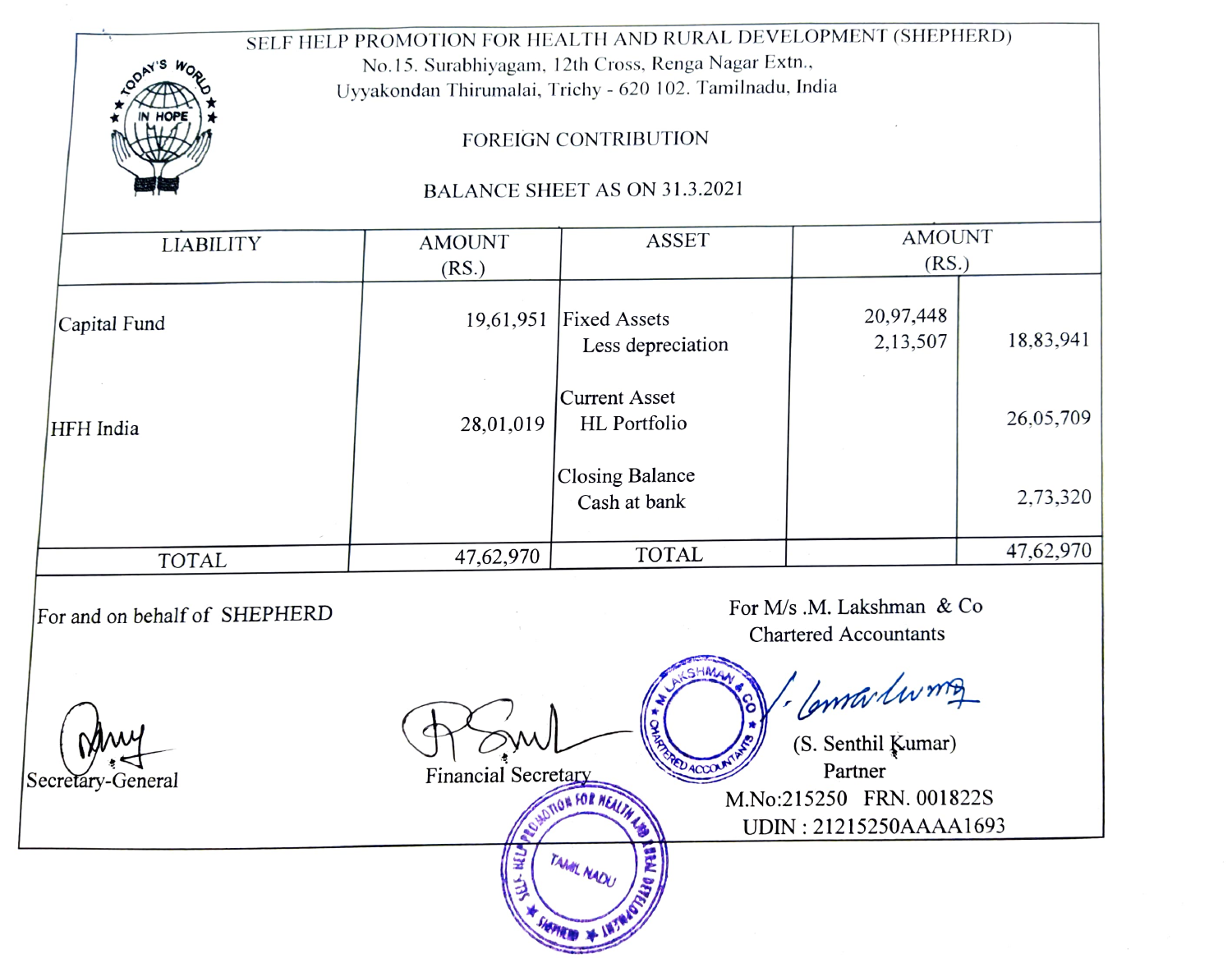# SELF HELP PROMOTION FOR HEALTH AND RURAL DEVELOPMENT (SHEPHERD)

No.15. Surabhiyagam, 12th Cross, Renga Nagar Extn.,
Uyyakondan Thirumalai, Trichy - 620 102. Tamilnadu, India

## FOREIGN CONTRIBUTION

## BALANCE SHEET AS ON 31.3.2021

| LIABILITY | AMOUNT (RS.) | ASSET | AMOUNT (RS.) | |
|---|---|---|---|---|
| Capital Fund | 19,61,951 | Fixed Assets<br>Less depreciation | 20,97,448<br>2,13,507 | 18,83,941 |
| HFH India | 28,01,019 | Current Asset<br>HL Portfolio | | 26,05,709 |
| | | Closing Balance<br>Cash at bank | | 2,73,320 |
| TOTAL | 47,62,970 | TOTAL | | 47,62,970 |

For and on behalf of SHEPHERD

Secretary-General

Financial Secretary

For M/s .M. Lakshman & Co
Chartered Accountants

(S. Senthil Kumar)
Partner
M.No:215250 FRN. 001822S
UDIN : 21215250AAAA1693